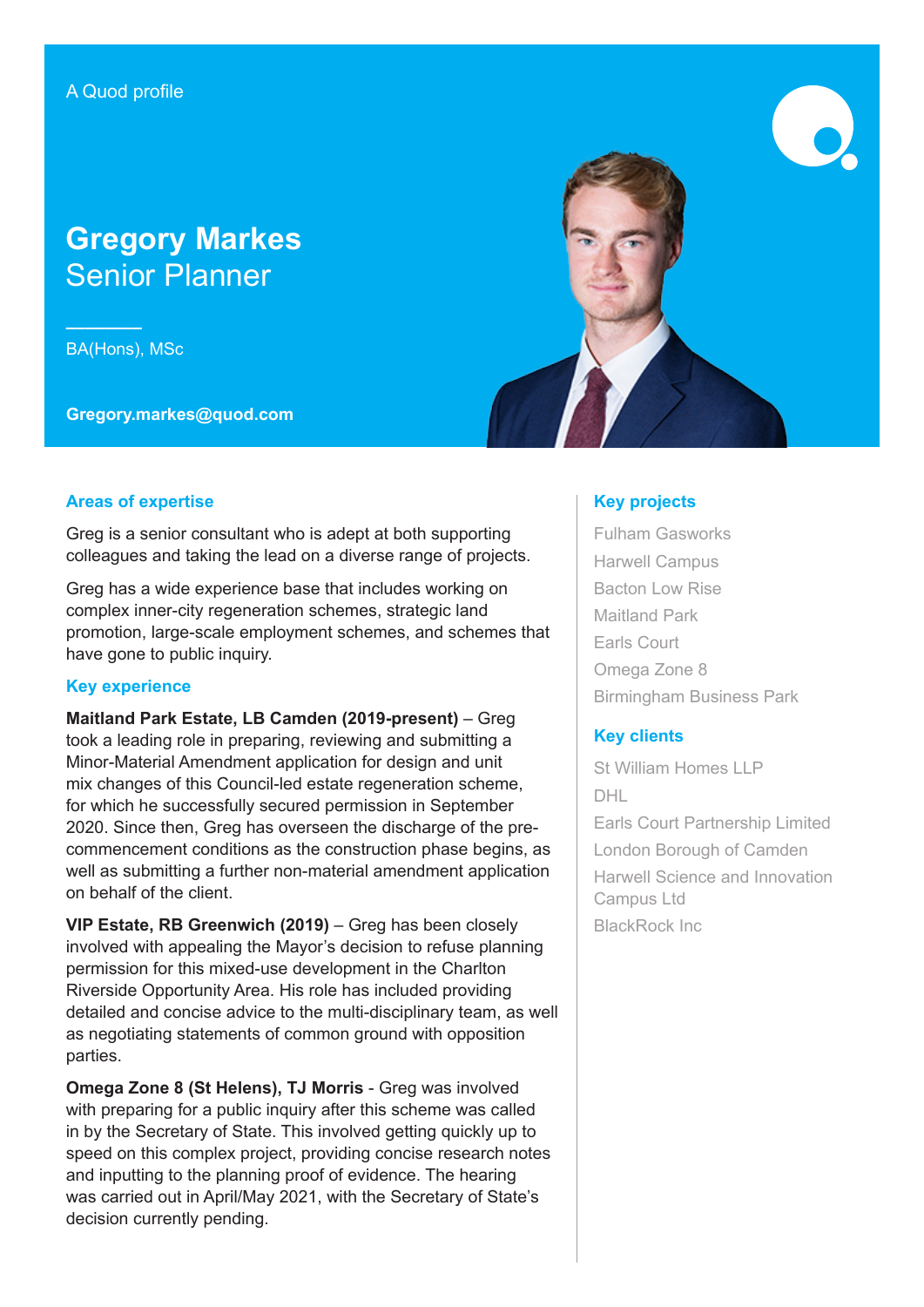A Quod profile

# Gregory Markes

## Senior Planner

BA(Hons), MSc

**Gregory.markes@quod.com**

### Areas of expertise

Greg is a senior consultant who is adept at both supporting colleagues and taking the lead on a diverse range of projects.

Greg has a wide experience base that includes working on complex inner-city regeneration schemes, strategic land promotion, large-scale employment schemes, and schemes that have gone to public inquiry.

### Key experience

**Maitland Park Estate, LB Camden (2019-present)** – Greg took a leading role in preparing, reviewing and submitting a Minor-Material Amendment application for design and unit mix changes of this Council-led estate regeneration scheme, for which he successfully secured permission in September 2020. Since then, Greg has overseen the discharge of the pre-commencement conditions as the construction phase begins, as well as submitting a further non-material amendment application on behalf of the client.

**VIP Estate, RB Greenwich (2019)** – Greg has been closely involved with appealing the Mayor's decision to refuse planning permission for this mixed-use development in the Charlton Riverside Opportunity Area. His role has included providing detailed and concise advice to the multi-disciplinary team, as well as negotiating statements of common ground with opposition parties.

**Omega Zone 8 (St Helens), TJ Morris** - Greg was involved with preparing for a public inquiry after this scheme was called in by the Secretary of State. This involved getting quickly up to speed on this complex project, providing concise research notes and inputting to the planning proof of evidence. The hearing was carried out in April/May 2021, with the Secretary of State's decision currently pending.

### Key projects

- Fulham Gasworks
- Harwell Campus
- Bacton Low Rise
- Maitland Park
- Earls Court
- Omega Zone 8
- Birmingham Business Park

### Key clients

- St William Homes LLP
- DHL
- Earls Court Partnership Limited
- London Borough of Camden
- Harwell Science and Innovation Campus Ltd
- BlackRock Inc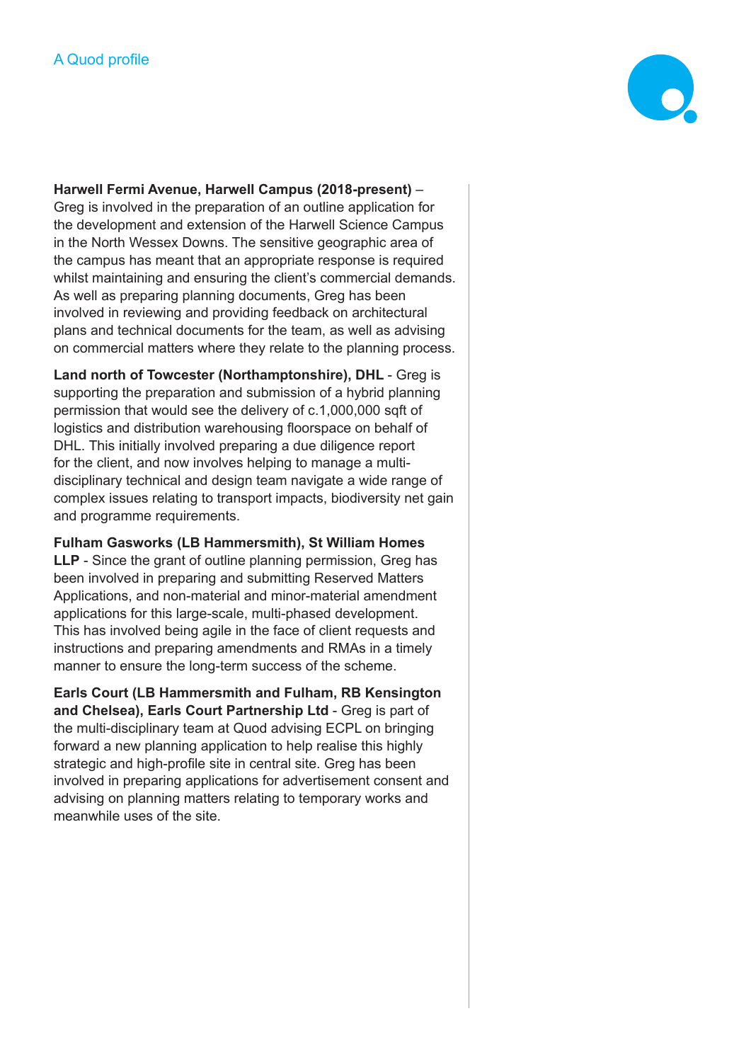**Harwell Fermi Avenue, Harwell Campus (2018-present)** – Greg is involved in the preparation of an outline application for the development and extension of the Harwell Science Campus in the North Wessex Downs. The sensitive geographic area of the campus has meant that an appropriate response is required whilst maintaining and ensuring the client's commercial demands. As well as preparing planning documents, Greg has been involved in reviewing and providing feedback on architectural plans and technical documents for the team, as well as advising on commercial matters where they relate to the planning process.

**Land north of Towcester (Northamptonshire), DHL** - Greg is supporting the preparation and submission of a hybrid planning permission that would see the delivery of c.1,000,000 sqft of logistics and distribution warehousing floorspace on behalf of DHL. This initially involved preparing a due diligence report for the client, and now involves helping to manage a multi-disciplinary technical and design team navigate a wide range of complex issues relating to transport impacts, biodiversity net gain and programme requirements.

**Fulham Gasworks (LB Hammersmith), St William Homes LLP** - Since the grant of outline planning permission, Greg has been involved in preparing and submitting Reserved Matters Applications, and non-material and minor-material amendment applications for this large-scale, multi-phased development. This has involved being agile in the face of client requests and instructions and preparing amendments and RMAs in a timely manner to ensure the long-term success of the scheme.

**Earls Court (LB Hammersmith and Fulham, RB Kensington and Chelsea), Earls Court Partnership Ltd** - Greg is part of the multi-disciplinary team at Quod advising ECPL on bringing forward a new planning application to help realise this highly strategic and high-profile site in central site. Greg has been involved in preparing applications for advertisement consent and advising on planning matters relating to temporary works and meanwhile uses of the site.